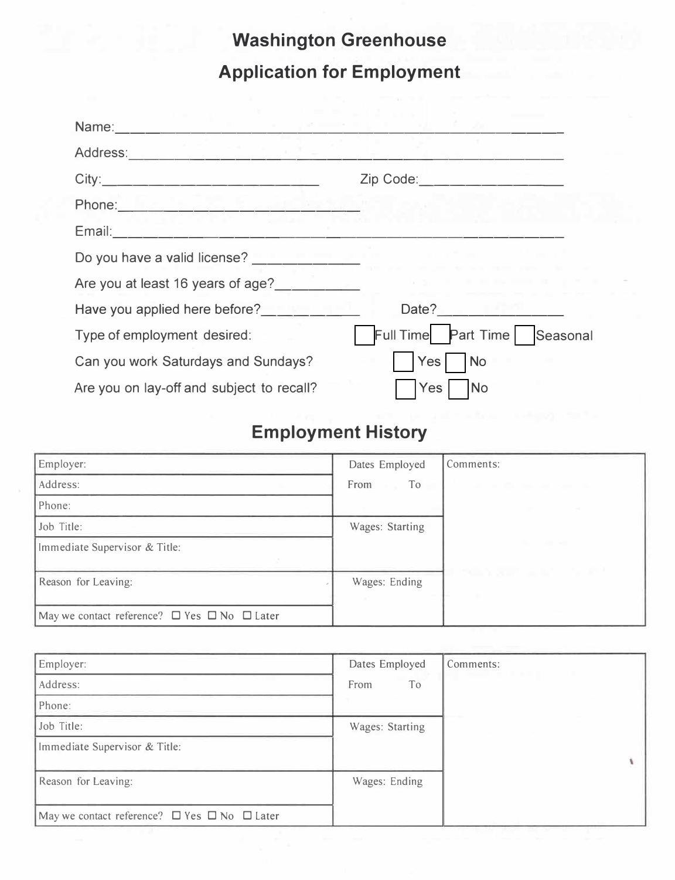# Washington Greenhouse

## Application for Employment

Name:\_\_\_\_\_\_\_\_\_\_\_\_\_\_\_\_\_\_\_\_\_\_\_\_\_\_\_\_\_\_\_\_\_\_\_\_\_\_\_\_\_\_\_\_\_\_\_\_

Address:\_\_\_\_\_\_\_\_\_\_\_\_\_\_\_\_\_\_\_\_\_\_\_\_\_\_\_\_\_\_\_\_\_\_\_\_\_\_\_\_\_\_\_\_\_\_

City:\_\_\_\_\_\_\_\_\_\_\_\_\_\_\_\_\_\_\_\_\_\_\_\_ Zip Code:\_\_\_\_\_\_\_\_\_\_\_\_\_\_\_\_

Phone:\_\_\_\_\_\_\_\_\_\_\_\_\_\_\_\_\_\_\_\_\_\_\_\_\_\_

Email:\_\_\_\_\_\_\_\_\_\_\_\_\_\_\_\_\_\_\_\_\_\_\_\_\_\_\_\_\_\_\_\_\_\_\_\_\_\_\_\_\_\_\_\_\_\_\_\_

Do you have a valid license? \_\_\_\_\_\_\_\_\_\_\_\_

Are you at least 16 years of age?\_\_\_\_\_\_\_\_\_\_

Have you applied here before?\_\_\_\_\_\_\_\_\_\_ Date?\_\_\_\_\_\_\_\_\_\_\_\_\_\_

Type of employment desired: ☐ Full Time ☐ Part Time ☐ Seasonal

Can you work Saturdays and Sundays? ☐ Yes ☐ No

Are you on lay-off and subject to recall? ☐ Yes ☐ No

## Employment History

| | | |
|---|---|---|
| Employer: | Dates Employed | Comments: |
| Address: | From To | |
| Phone: | | |
| Job Title: | Wages: Starting | |
| Immediate Supervisor & Title: | | |
| Reason for Leaving: | Wages: Ending | |
| May we contact reference? ☐ Yes ☐ No ☐ Later | | |

| | | |
|---|---|---|
| Employer: | Dates Employed | Comments: |
| Address: | From To | |
| Phone: | | |
| Job Title: | Wages: Starting | |
| Immediate Supervisor & Title: | | |
| Reason for Leaving: | Wages: Ending | |
| May we contact reference? ☐ Yes ☐ No ☐ Later | | |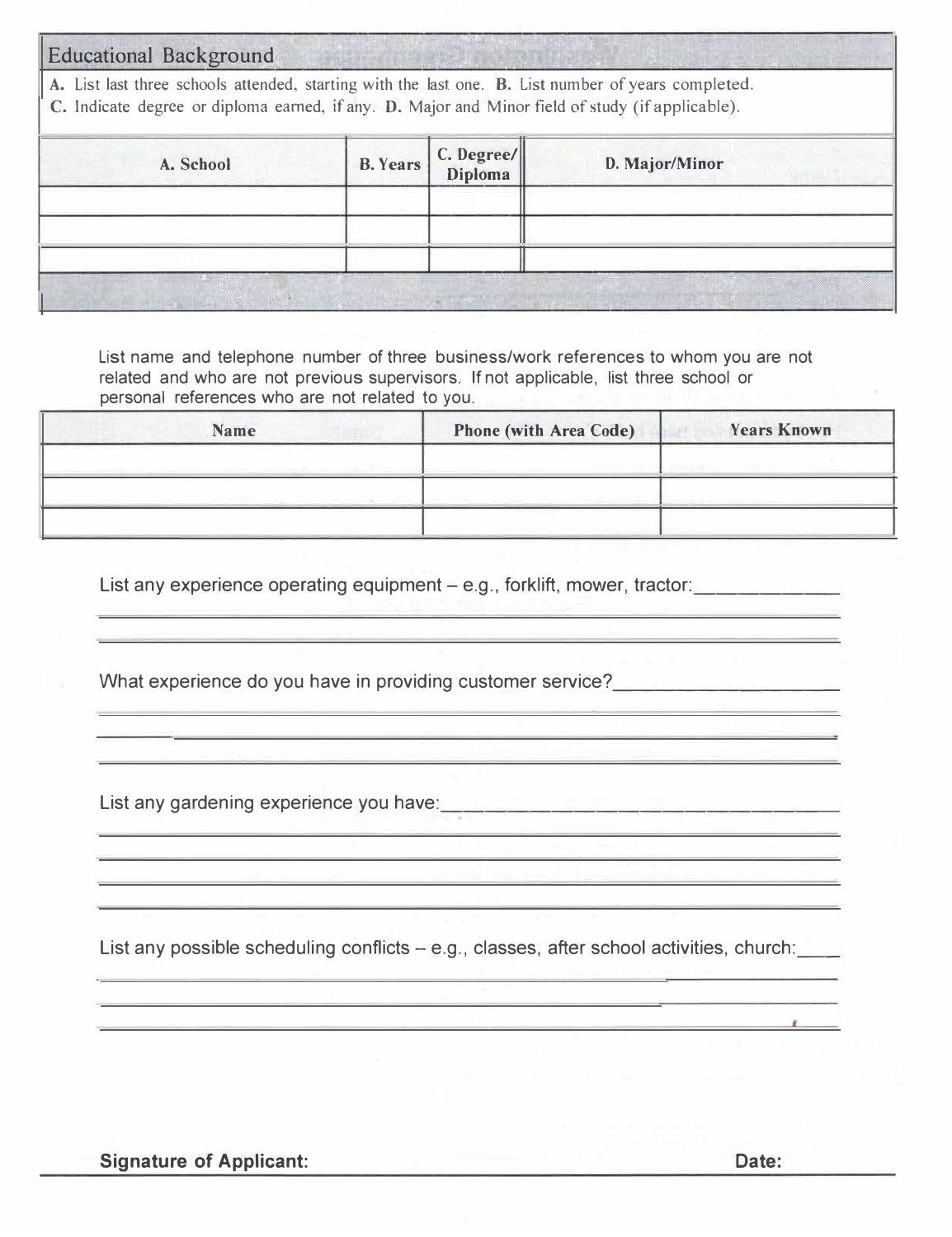## Educational Background

**A.** List last three schools attended, starting with the last one. **B.** List number of years completed. **C.** Indicate degree or diploma earned, if any. **D.** Major and Minor field of study (if applicable).

| A. School | B. Years | C. Degree/ Diploma | D. Major/Minor |
|---|---|---|---|
| | | | |
| | | | |
| | | | |

List name and telephone number of three business/work references to whom you are not related and who are not previous supervisors. If not applicable, list three school or personal references who are not related to you.

| Name | Phone (with Area Code) | Years Known |
|---|---|---|
| | | |
| | | |
| | | |

List any experience operating equipment – e.g., forklift, mower, tractor:____________

What experience do you have in providing customer service?__________________

List any gardening experience you have:________________________________

List any possible scheduling conflicts – e.g., classes, after school activities, church:____

**Signature of Applicant:** **Date:**